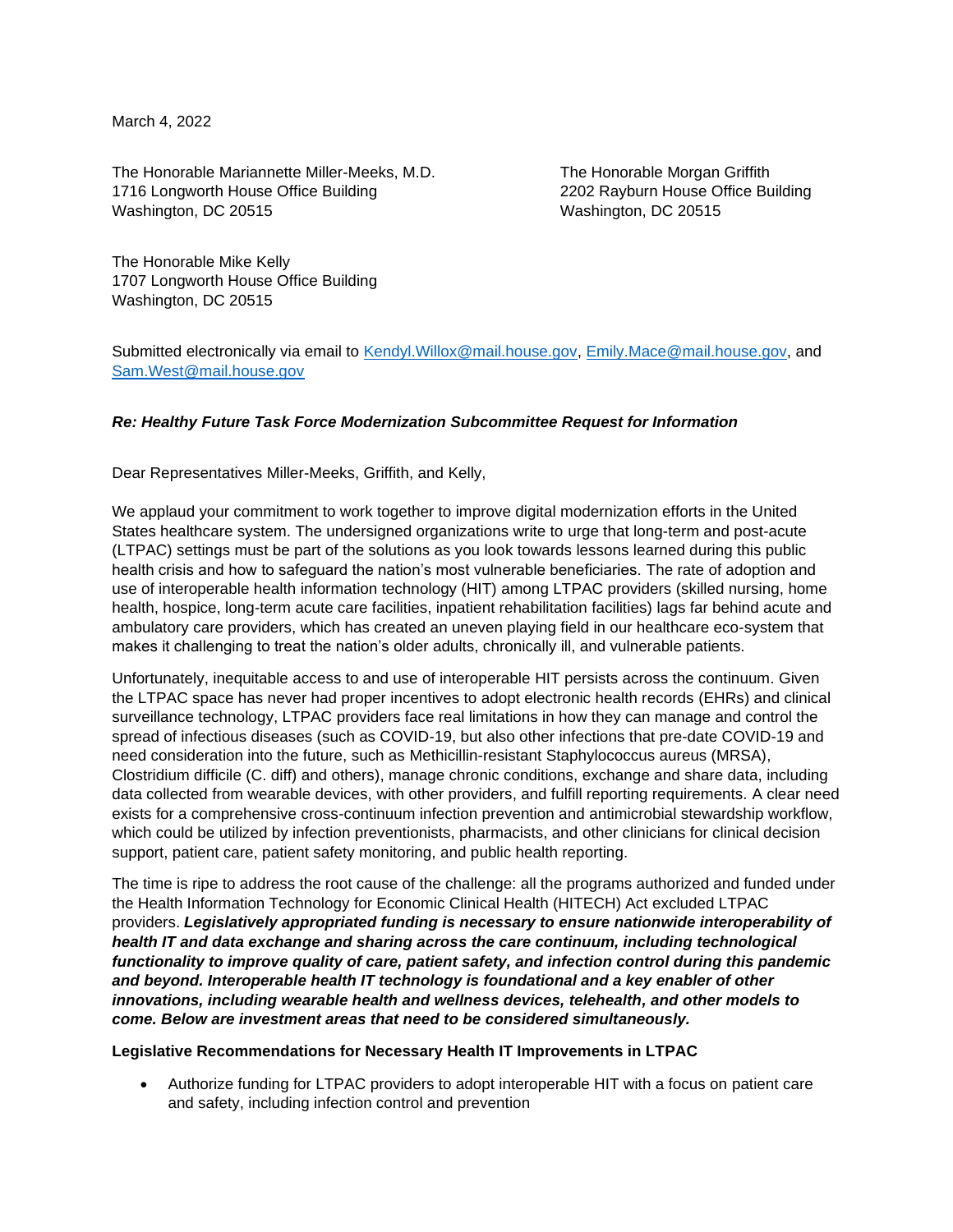March 4, 2022

The Honorable Mariannette Miller-Meeks, M.D.
1716 Longworth House Office Building
Washington, DC 20515

The Honorable Morgan Griffith
2202 Rayburn House Office Building
Washington, DC 20515

The Honorable Mike Kelly
1707 Longworth House Office Building
Washington, DC 20515

Submitted electronically via email to Kendyl.Willox@mail.house.gov, Emily.Mace@mail.house.gov, and Sam.West@mail.house.gov

***Re: Healthy Future Task Force Modernization Subcommittee Request for Information***

Dear Representatives Miller-Meeks, Griffith, and Kelly,

We applaud your commitment to work together to improve digital modernization efforts in the United States healthcare system. The undersigned organizations write to urge that long-term and post-acute (LTPAC) settings must be part of the solutions as you look towards lessons learned during this public health crisis and how to safeguard the nation's most vulnerable beneficiaries. The rate of adoption and use of interoperable health information technology (HIT) among LTPAC providers (skilled nursing, home health, hospice, long-term acute care facilities, inpatient rehabilitation facilities) lags far behind acute and ambulatory care providers, which has created an uneven playing field in our healthcare eco-system that makes it challenging to treat the nation's older adults, chronically ill, and vulnerable patients.

Unfortunately, inequitable access to and use of interoperable HIT persists across the continuum. Given the LTPAC space has never had proper incentives to adopt electronic health records (EHRs) and clinical surveillance technology, LTPAC providers face real limitations in how they can manage and control the spread of infectious diseases (such as COVID-19, but also other infections that pre-date COVID-19 and need consideration into the future, such as Methicillin-resistant Staphylococcus aureus (MRSA), Clostridium difficile (C. diff) and others), manage chronic conditions, exchange and share data, including data collected from wearable devices, with other providers, and fulfill reporting requirements. A clear need exists for a comprehensive cross-continuum infection prevention and antimicrobial stewardship workflow, which could be utilized by infection preventionists, pharmacists, and other clinicians for clinical decision support, patient care, patient safety monitoring, and public health reporting.

The time is ripe to address the root cause of the challenge: all the programs authorized and funded under the Health Information Technology for Economic Clinical Health (HITECH) Act excluded LTPAC providers. ***Legislatively appropriated funding is necessary to ensure nationwide interoperability of health IT and data exchange and sharing across the care continuum, including technological functionality to improve quality of care, patient safety, and infection control during this pandemic and beyond. Interoperable health IT technology is foundational and a key enabler of other innovations, including wearable health and wellness devices, telehealth, and other models to come. Below are investment areas that need to be considered simultaneously.***

**Legislative Recommendations for Necessary Health IT Improvements in LTPAC**

- Authorize funding for LTPAC providers to adopt interoperable HIT with a focus on patient care and safety, including infection control and prevention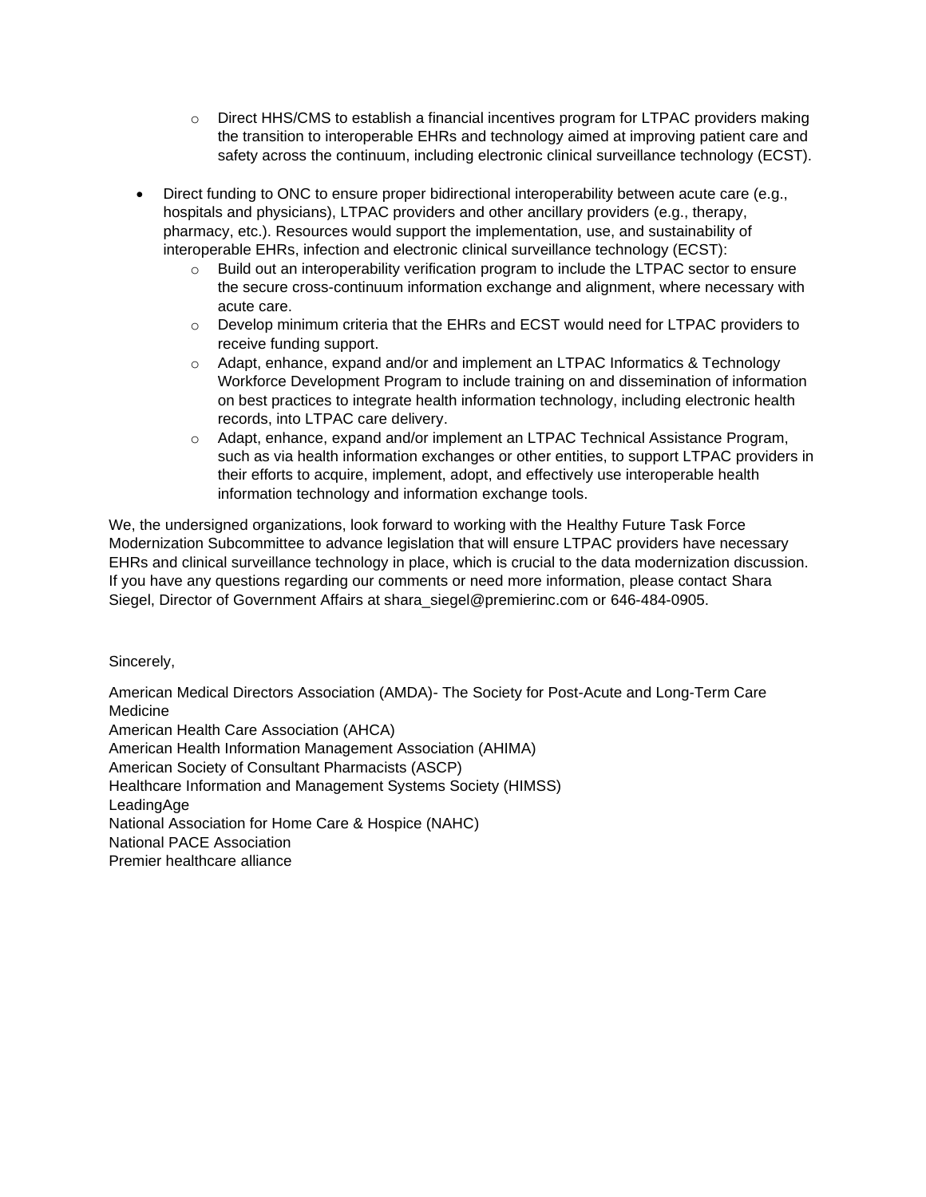- Direct HHS/CMS to establish a financial incentives program for LTPAC providers making the transition to interoperable EHRs and technology aimed at improving patient care and safety across the continuum, including electronic clinical surveillance technology (ECST).

- Direct funding to ONC to ensure proper bidirectional interoperability between acute care (e.g., hospitals and physicians), LTPAC providers and other ancillary providers (e.g., therapy, pharmacy, etc.). Resources would support the implementation, use, and sustainability of interoperable EHRs, infection and electronic clinical surveillance technology (ECST):
  - Build out an interoperability verification program to include the LTPAC sector to ensure the secure cross-continuum information exchange and alignment, where necessary with acute care.
  - Develop minimum criteria that the EHRs and ECST would need for LTPAC providers to receive funding support.
  - Adapt, enhance, expand and/or and implement an LTPAC Informatics & Technology Workforce Development Program to include training on and dissemination of information on best practices to integrate health information technology, including electronic health records, into LTPAC care delivery.
  - Adapt, enhance, expand and/or implement an LTPAC Technical Assistance Program, such as via health information exchanges or other entities, to support LTPAC providers in their efforts to acquire, implement, adopt, and effectively use interoperable health information technology and information exchange tools.

We, the undersigned organizations, look forward to working with the Healthy Future Task Force Modernization Subcommittee to advance legislation that will ensure LTPAC providers have necessary EHRs and clinical surveillance technology in place, which is crucial to the data modernization discussion. If you have any questions regarding our comments or need more information, please contact Shara Siegel, Director of Government Affairs at shara_siegel@premierinc.com or 646-484-0905.

Sincerely,

American Medical Directors Association (AMDA)- The Society for Post-Acute and Long-Term Care Medicine
American Health Care Association (AHCA)
American Health Information Management Association (AHIMA)
American Society of Consultant Pharmacists (ASCP)
Healthcare Information and Management Systems Society (HIMSS)
LeadingAge
National Association for Home Care & Hospice (NAHC)
National PACE Association
Premier healthcare alliance